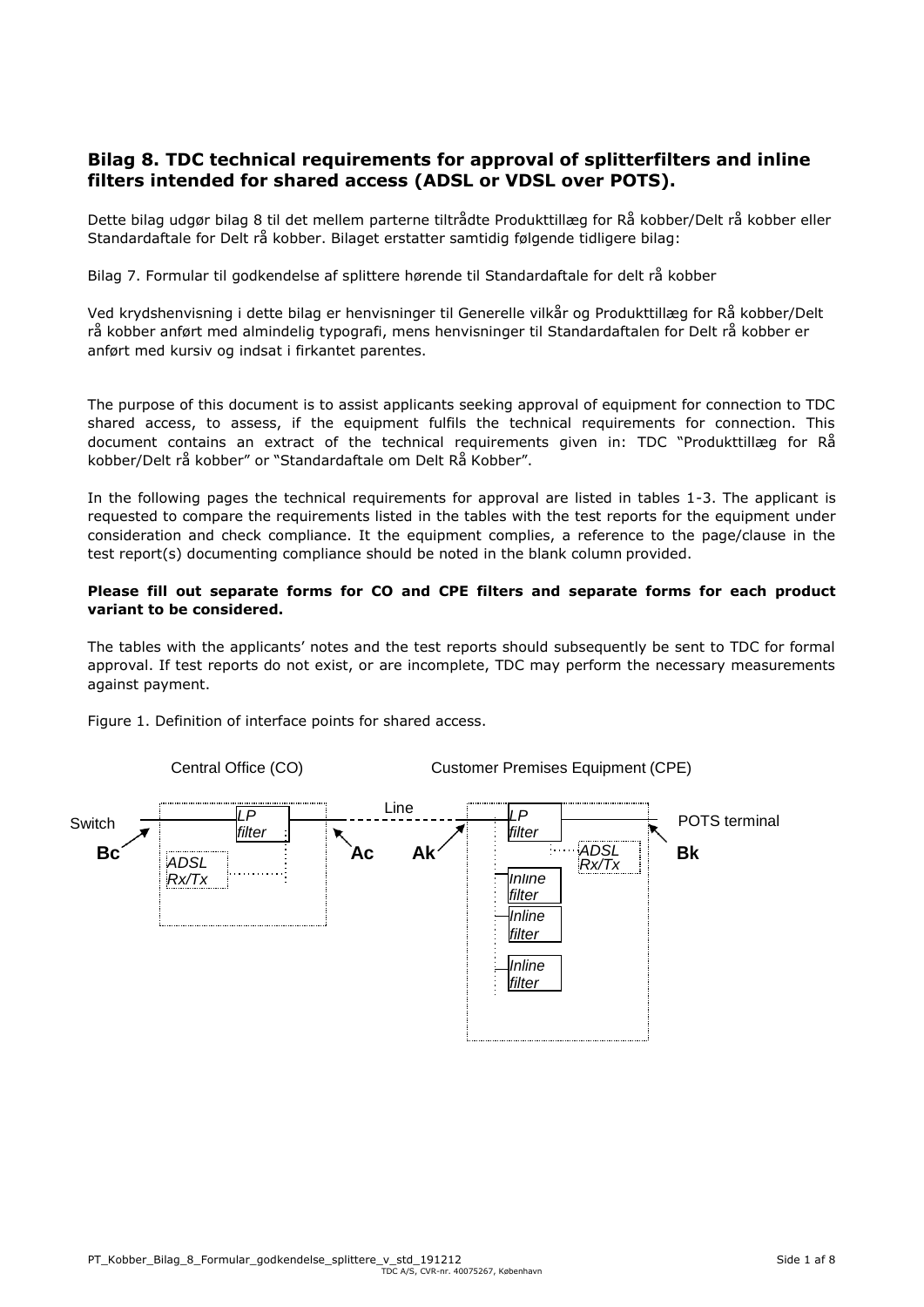## Bilag 8. TDC technical requirements for approval of splitterfilters and inline filters intended for shared access (ADSL or VDSL over POTS).

Dette bilag udgør bilag 8 til det mellem parterne tiltrådte Produkttillæg for Rå kobber/Delt rå kobber eller Standardaftale for Delt rå kobber. Bilaget erstatter samtidig følgende tidligere bilag:

Bilag 7. Formular til godkendelse af splittere hørende til Standardaftale for delt rå kobber

Ved krydshenvisning i dette bilag er henvisninger til Generelle vilkår og Produkttillæg for Rå kobber/Delt rå kobber anført med almindelig typografi, mens henvisninger til Standardaftalen for Delt rå kobber er anført med kursiv og indsat i firkantet parentes.

The purpose of this document is to assist applicants seeking approval of equipment for connection to TDC shared access, to assess, if the equipment fulfils the technical requirements for connection. This document contains an extract of the technical requirements given in: TDC "Produkttillæg for Rå kobber/Delt rå kobber" or "Standardaftale om Delt Rå Kobber".

In the following pages the technical requirements for approval are listed in tables 1-3. The applicant is requested to compare the requirements listed in the tables with the test reports for the equipment under consideration and check compliance. It the equipment complies, a reference to the page/clause in the test report(s) documenting compliance should be noted in the blank column provided.

**Please fill out separate forms for CO and CPE filters and separate forms for each product variant to be considered.**

The tables with the applicants' notes and the test reports should subsequently be sent to TDC for formal approval. If test reports do not exist, or are incomplete, TDC may perform the necessary measurements against payment.

Figure 1. Definition of interface points for shared access.

Central Office (CO) | Customer Premises Equipment (CPE)

Switch | LP filter | ADSL Rx/Tx | Line | LP filter | ADSL Rx/Tx | Inline filter | Inline filter | Inline filter | POTS terminal

**Bc** | **Ac** | **Ak** | **Bk**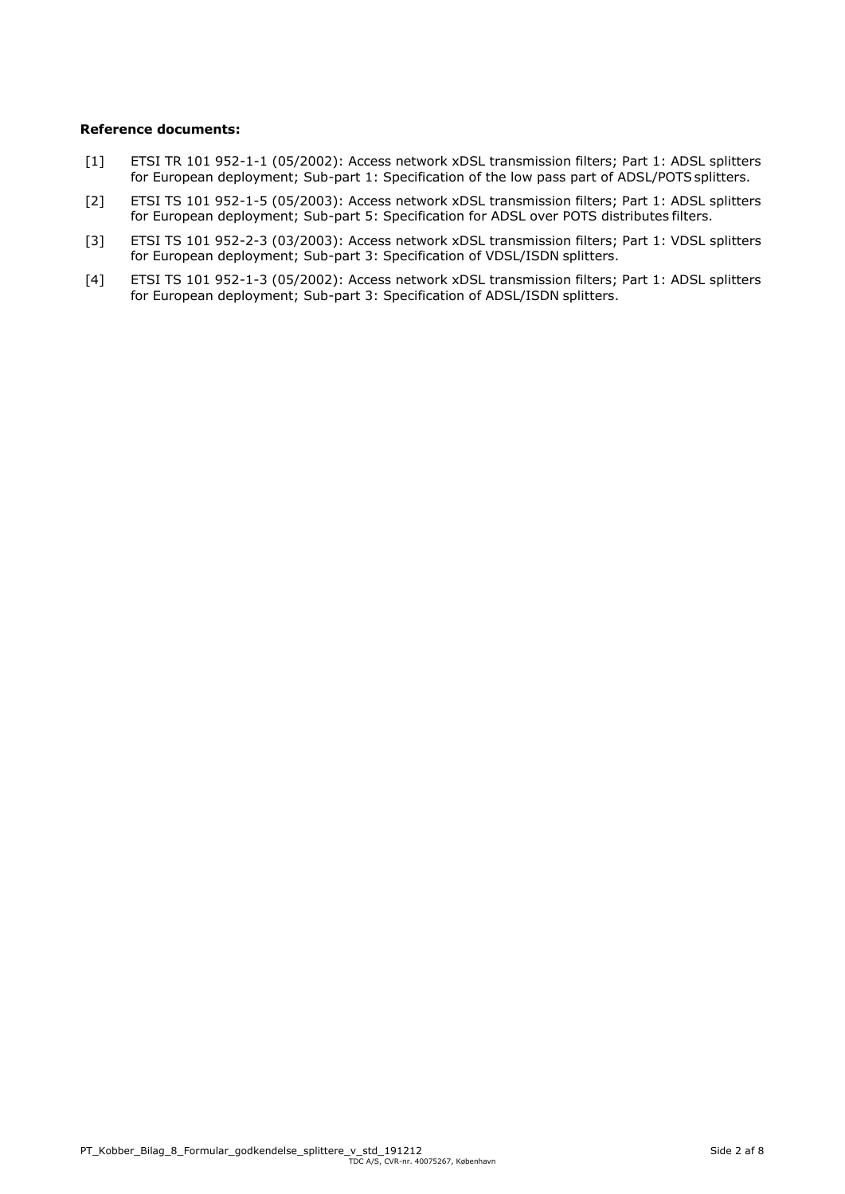**Reference documents:**

[1] ETSI TR 101 952-1-1 (05/2002): Access network xDSL transmission filters; Part 1: ADSL splitters for European deployment; Sub-part 1: Specification of the low pass part of ADSL/POTS splitters.

[2] ETSI TS 101 952-1-5 (05/2003): Access network xDSL transmission filters; Part 1: ADSL splitters for European deployment; Sub-part 5: Specification for ADSL over POTS distributes filters.

[3] ETSI TS 101 952-2-3 (03/2003): Access network xDSL transmission filters; Part 1: VDSL splitters for European deployment; Sub-part 3: Specification of VDSL/ISDN splitters.

[4] ETSI TS 101 952-1-3 (05/2002): Access network xDSL transmission filters; Part 1: ADSL splitters for European deployment; Sub-part 3: Specification of ADSL/ISDN splitters.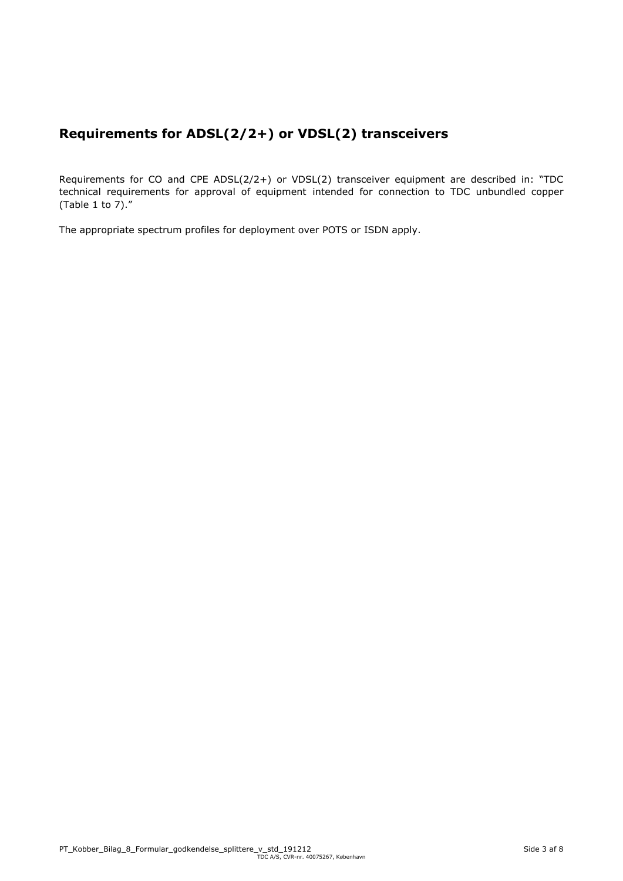## Requirements for ADSL(2/2+) or VDSL(2) transceivers

Requirements for CO and CPE ADSL(2/2+) or VDSL(2) transceiver equipment are described in: "TDC technical requirements for approval of equipment intended for connection to TDC unbundled copper (Table 1 to 7)."

The appropriate spectrum profiles for deployment over POTS or ISDN apply.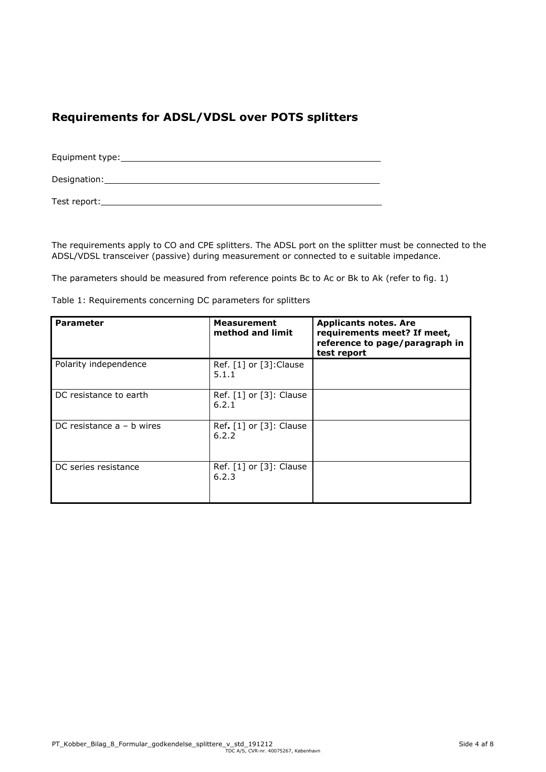## Requirements for ADSL/VDSL over POTS splitters

Equipment type: ____________________________________________

Designation: ______________________________________________

Test report: ______________________________________________

The requirements apply to CO and CPE splitters. The ADSL port on the splitter must be connected to the ADSL/VDSL transceiver (passive) during measurement or connected to e suitable impedance.

The parameters should be measured from reference points Bc to Ac or Bk to Ak (refer to fig. 1)

Table 1: Requirements concerning DC parameters for splitters

| **Parameter** | **Measurement method and limit** | **Applicants notes. Are requirements meet? If meet, reference to page/paragraph in test report** |
|---|---|---|
| Polarity independence | Ref. [1] or [3]:Clause 5.1.1 | |
| DC resistance to earth | Ref. [1] or [3]: Clause 6.2.1 | |
| DC resistance a – b wires | Ref. [1] or [3]: Clause 6.2.2 | |
| DC series resistance | Ref. [1] or [3]: Clause 6.2.3 | |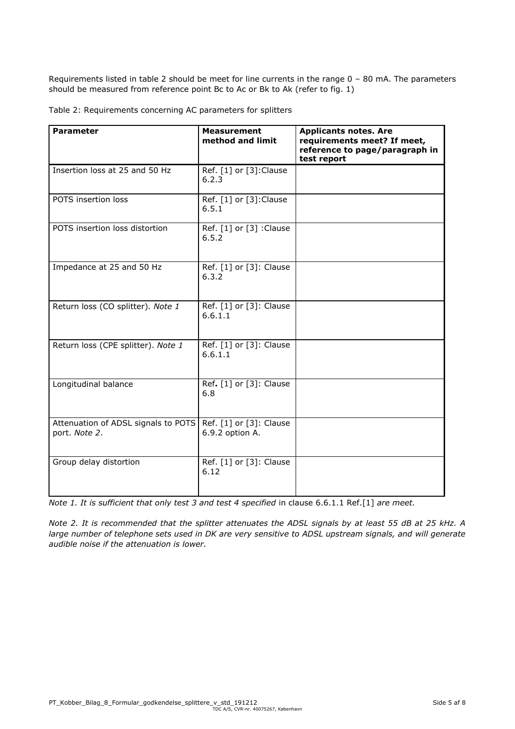Requirements listed in table 2 should be meet for line currents in the range 0 – 80 mA. The parameters should be measured from reference point Bc to Ac or Bk to Ak (refer to fig. 1)

Table 2: Requirements concerning AC parameters for splitters

| **Parameter** | **Measurement method and limit** | **Applicants notes. Are requirements meet? If meet, reference to page/paragraph in test report** |
|---|---|---|
| Insertion loss at 25 and 50 Hz | Ref. [1] or [3]:Clause 6.2.3 | |
| POTS insertion loss | Ref. [1] or [3]:Clause 6.5.1 | |
| POTS insertion loss distortion | Ref. [1] or [3] :Clause 6.5.2 | |
| Impedance at 25 and 50 Hz | Ref. [1] or [3]: Clause 6.3.2 | |
| Return loss (CO splitter). *Note 1* | Ref. [1] or [3]: Clause 6.6.1.1 | |
| Return loss (CPE splitter). *Note 1* | Ref. [1] or [3]: Clause 6.6.1.1 | |
| Longitudinal balance | Ref**.** [1] or [3]: Clause 6.8 | |
| Attenuation of ADSL signals to POTS port. *Note 2*. | Ref. [1] or [3]: Clause 6.9.2 option A. | |
| Group delay distortion | Ref. [1] or [3]: Clause 6.12 | |

*Note 1. It is sufficient that only test 3 and test 4 specified* in clause 6.6.1.1 Ref.[1] *are meet.*

*Note 2. It is recommended that the splitter attenuates the ADSL signals by at least 55 dB at 25 kHz. A large number of telephone sets used in DK are very sensitive to ADSL upstream signals, and will generate audible noise if the attenuation is lower.*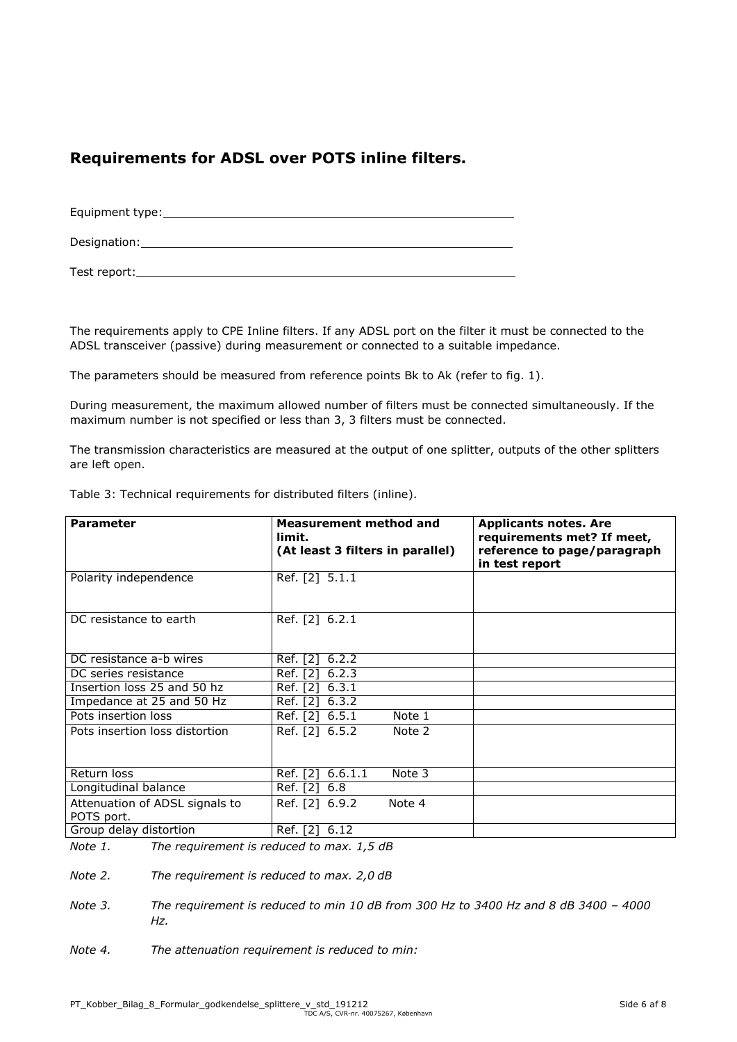## Requirements for ADSL over POTS inline filters.

Equipment type: \_\_\_\_\_\_\_\_\_\_\_\_\_\_\_\_\_\_\_\_\_\_\_\_\_\_\_\_\_\_\_\_\_\_\_\_\_\_\_\_

Designation: \_\_\_\_\_\_\_\_\_\_\_\_\_\_\_\_\_\_\_\_\_\_\_\_\_\_\_\_\_\_\_\_\_\_\_\_\_\_\_\_

Test report: \_\_\_\_\_\_\_\_\_\_\_\_\_\_\_\_\_\_\_\_\_\_\_\_\_\_\_\_\_\_\_\_\_\_\_\_\_\_\_\_

The requirements apply to CPE Inline filters. If any ADSL port on the filter it must be connected to the ADSL transceiver (passive) during measurement or connected to a suitable impedance.

The parameters should be measured from reference points Bk to Ak (refer to fig. 1).

During measurement, the maximum allowed number of filters must be connected simultaneously. If the maximum number is not specified or less than 3, 3 filters must be connected.

The transmission characteristics are measured at the output of one splitter, outputs of the other splitters are left open.

Table 3: Technical requirements for distributed filters (inline).

| **Parameter** | **Measurement method and limit. (At least 3 filters in parallel)** | **Applicants notes. Are requirements met? If meet, reference to page/paragraph in test report** |
|---|---|---|
| Polarity independence | Ref. [2] 5.1.1 | |
| DC resistance to earth | Ref. [2] 6.2.1 | |
| DC resistance a-b wires | Ref. [2] 6.2.2 | |
| DC series resistance | Ref. [2] 6.2.3 | |
| Insertion loss 25 and 50 hz | Ref. [2] 6.3.1 | |
| Impedance at 25 and 50 Hz | Ref. [2] 6.3.2 | |
| Pots insertion loss | Ref. [2] 6.5.1 Note 1 | |
| Pots insertion loss distortion | Ref. [2] 6.5.2 Note 2 | |
| Return loss | Ref. [2] 6.6.1.1 Note 3 | |
| Longitudinal balance | Ref. [2] 6.8 | |
| Attenuation of ADSL signals to POTS port. | Ref. [2] 6.9.2 Note 4 | |
| Group delay distortion | Ref. [2] 6.12 | |

*Note 1.* *The requirement is reduced to max. 1,5 dB*

*Note 2.* *The requirement is reduced to max. 2,0 dB*

*Note 3.* *The requirement is reduced to min 10 dB from 300 Hz to 3400 Hz and 8 dB 3400 – 4000 Hz.*

*Note 4.* *The attenuation requirement is reduced to min:*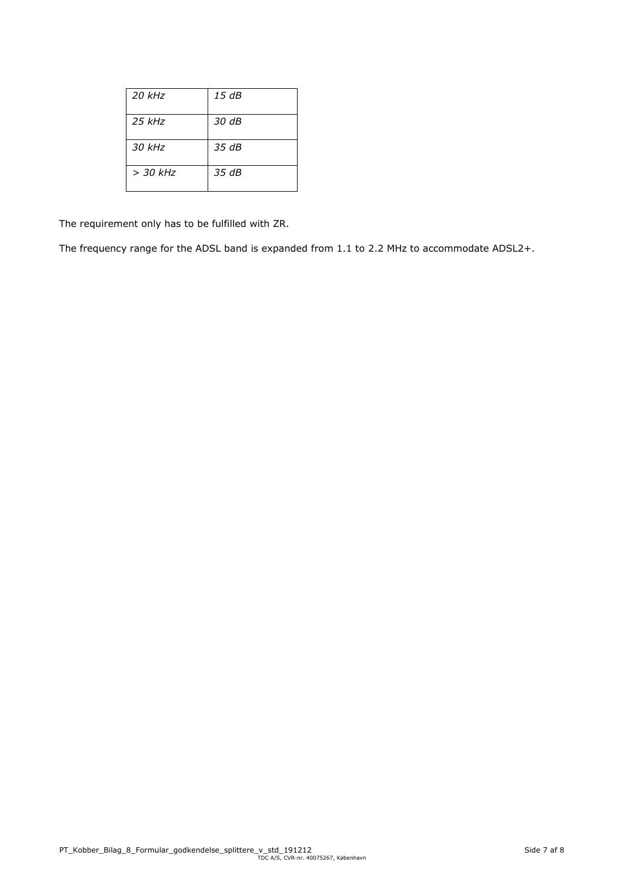| *20 kHz* | *15 dB* |
| --- | --- |
| *25 kHz* | *30 dB* |
| *30 kHz* | *35 dB* |
| *> 30 kHz* | *35 dB* |

The requirement only has to be fulfilled with ZR.

The frequency range for the ADSL band is expanded from 1.1 to 2.2 MHz to accommodate ADSL2+.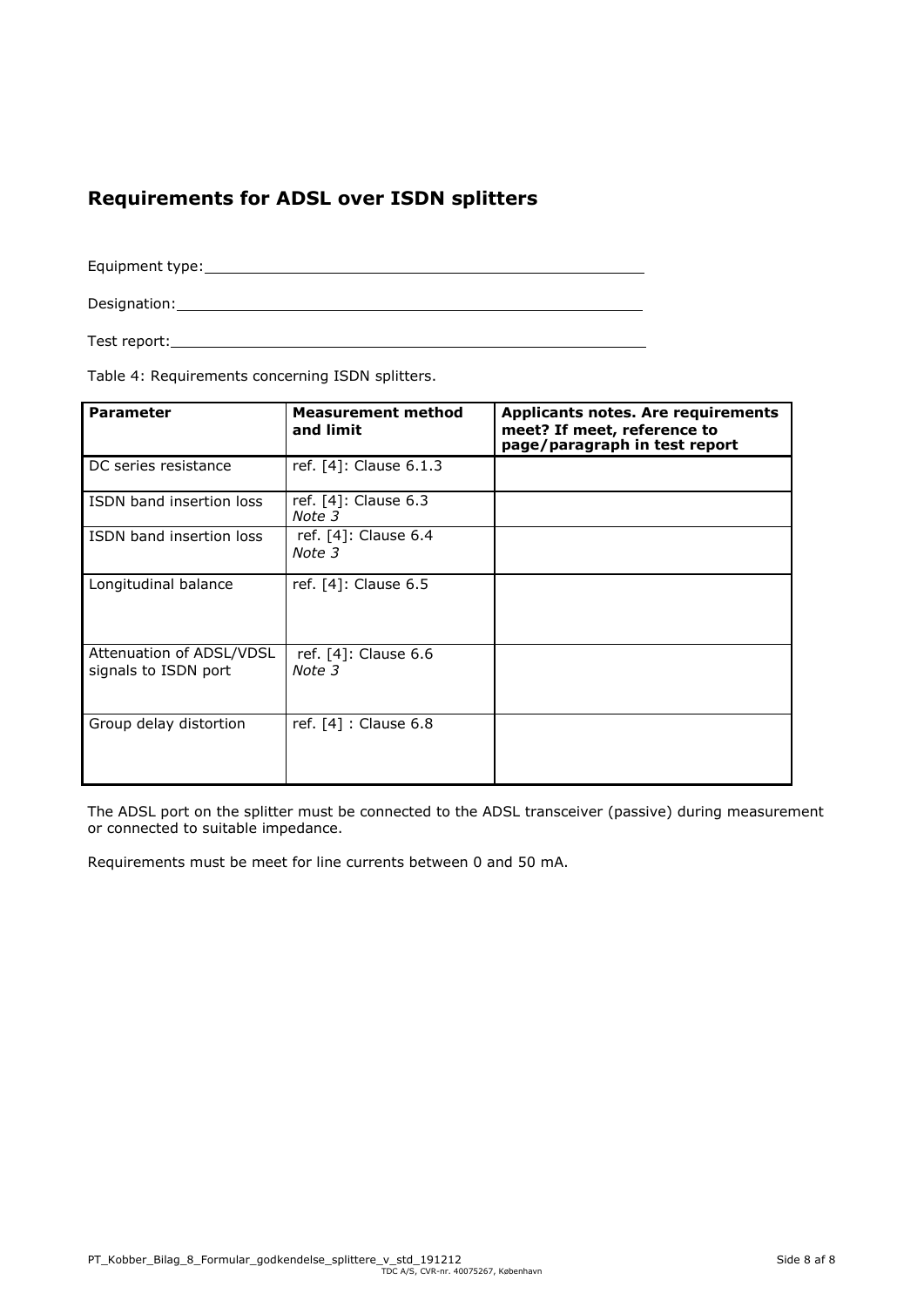## Requirements for ADSL over ISDN splitters

Equipment type: \_\_\_\_\_\_\_\_\_\_\_\_\_\_\_\_\_\_\_\_\_\_\_\_\_\_\_\_\_\_\_\_\_\_\_\_\_\_\_\_\_\_\_\_\_\_\_\_

Designation: \_\_\_\_\_\_\_\_\_\_\_\_\_\_\_\_\_\_\_\_\_\_\_\_\_\_\_\_\_\_\_\_\_\_\_\_\_\_\_\_\_\_\_\_\_\_\_\_\_\_\_\_

Test report: \_\_\_\_\_\_\_\_\_\_\_\_\_\_\_\_\_\_\_\_\_\_\_\_\_\_\_\_\_\_\_\_\_\_\_\_\_\_\_\_\_\_\_\_\_\_\_\_\_\_\_\_\_

Table 4: Requirements concerning ISDN splitters.

| **Parameter** | **Measurement method and limit** | **Applicants notes. Are requirements meet? If meet, reference to page/paragraph in test report** |
|---|---|---|
| DC series resistance | ref. [4]: Clause 6.1.3 | |
| ISDN band insertion loss | ref. [4]: Clause 6.3 *Note 3* | |
| ISDN band insertion loss | ref. [4]: Clause 6.4 *Note 3* | |
| Longitudinal balance | ref. [4]: Clause 6.5 | |
| Attenuation of ADSL/VDSL signals to ISDN port | ref. [4]: Clause 6.6 *Note 3* | |
| Group delay distortion | ref. [4] : Clause 6.8 | |

The ADSL port on the splitter must be connected to the ADSL transceiver (passive) during measurement or connected to suitable impedance.

Requirements must be meet for line currents between 0 and 50 mA.